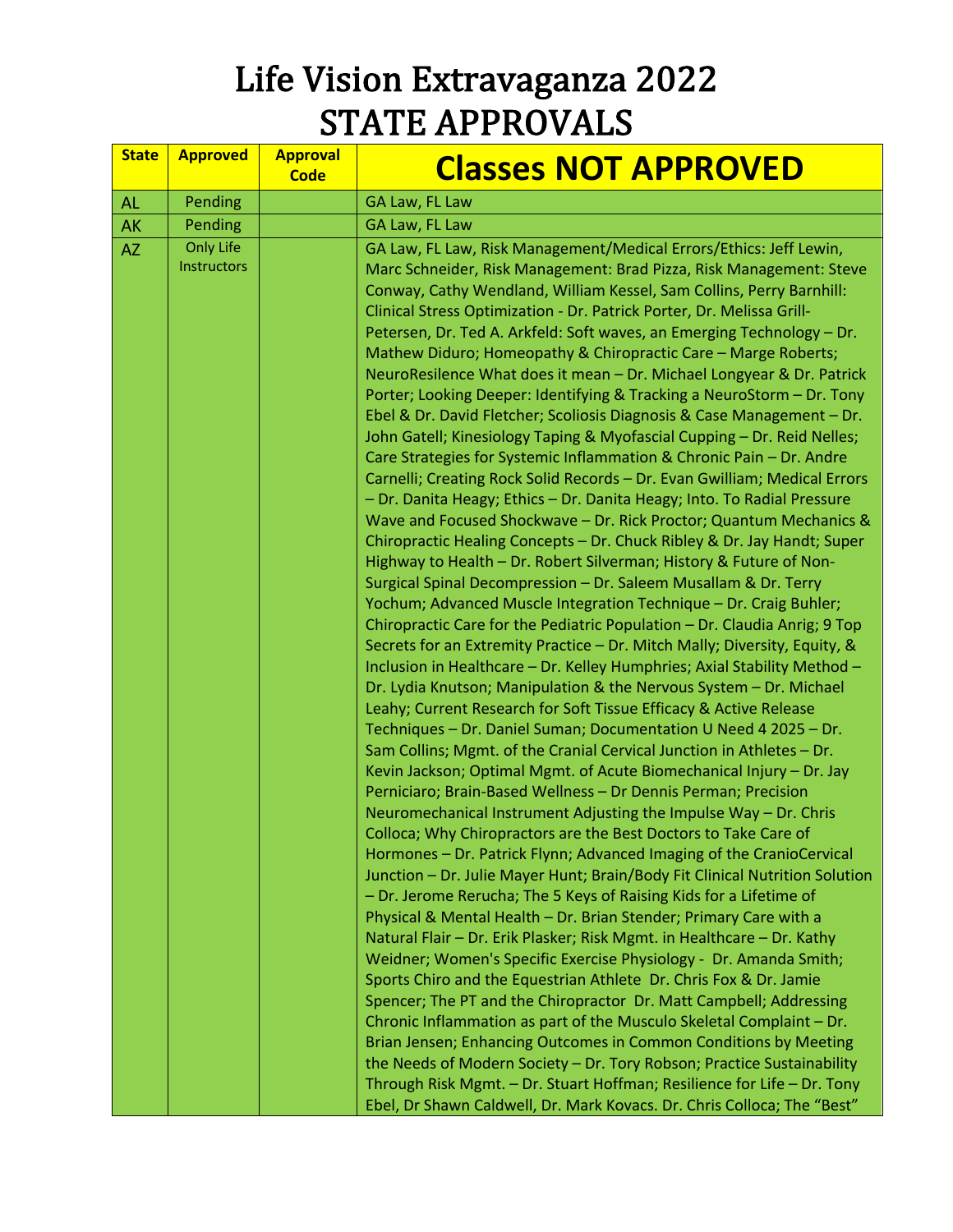# Life Vision Extravaganza 2022
# STATE APPROVALS

| State | Approved | Approval Code | Classes NOT APPROVED |
|---|---|---|---|
| AL | Pending | | GA Law, FL Law |
| AK | Pending | | GA Law, FL Law |
| AZ | Only Life Instructors | | GA Law, FL Law, Risk Management/Medical Errors/Ethics: Jeff Lewin, Marc Schneider, Risk Management: Brad Pizza, Risk Management: Steve Conway, Cathy Wendland, William Kessel, Sam Collins, Perry Barnhill: Clinical Stress Optimization - Dr. Patrick Porter, Dr. Melissa Grill-Petersen, Dr. Ted A. Arkfeld: Soft waves, an Emerging Technology – Dr. Mathew Diduro; Homeopathy & Chiropractic Care – Marge Roberts; NeuroResilence What does it mean – Dr. Michael Longyear & Dr. Patrick Porter; Looking Deeper: Identifying & Tracking a NeuroStorm – Dr. Tony Ebel & Dr. David Fletcher; Scoliosis Diagnosis & Case Management – Dr. John Gatell; Kinesiology Taping & Myofascial Cupping – Dr. Reid Nelles; Care Strategies for Systemic Inflammation & Chronic Pain – Dr. Andre Carnelli; Creating Rock Solid Records – Dr. Evan Gwilliam; Medical Errors – Dr. Danita Heagy; Ethics – Dr. Danita Heagy; Into. To Radial Pressure Wave and Focused Shockwave – Dr. Rick Proctor; Quantum Mechanics & Chiropractic Healing Concepts – Dr. Chuck Ribley & Dr. Jay Handt; Super Highway to Health – Dr. Robert Silverman; History & Future of Non-Surgical Spinal Decompression – Dr. Saleem Musallam & Dr. Terry Yochum; Advanced Muscle Integration Technique – Dr. Craig Buhler; Chiropractic Care for the Pediatric Population – Dr. Claudia Anrig; 9 Top Secrets for an Extremity Practice – Dr. Mitch Mally; Diversity, Equity, & Inclusion in Healthcare – Dr. Kelley Humphries; Axial Stability Method – Dr. Lydia Knutson; Manipulation & the Nervous System – Dr. Michael Leahy; Current Research for Soft Tissue Efficacy & Active Release Techniques – Dr. Daniel Suman; Documentation U Need 4 2025 – Dr. Sam Collins; Mgmt. of the Cranial Cervical Junction in Athletes – Dr. Kevin Jackson; Optimal Mgmt. of Acute Biomechanical Injury – Dr. Jay Perniciaro; Brain-Based Wellness – Dr Dennis Perman; Precision Neuromechanical Instrument Adjusting the Impulse Way – Dr. Chris Colloca; Why Chiropractors are the Best Doctors to Take Care of Hormones – Dr. Patrick Flynn; Advanced Imaging of the CranioCervical Junction – Dr. Julie Mayer Hunt; Brain/Body Fit Clinical Nutrition Solution – Dr. Jerome Rerucha; The 5 Keys of Raising Kids for a Lifetime of Physical & Mental Health – Dr. Brian Stender; Primary Care with a Natural Flair – Dr. Erik Plasker; Risk Mgmt. in Healthcare – Dr. Kathy Weidner; Women's Specific Exercise Physiology - Dr. Amanda Smith; Sports Chiro and the Equestrian Athlete Dr. Chris Fox & Dr. Jamie Spencer; The PT and the Chiropractor Dr. Matt Campbell; Addressing Chronic Inflammation as part of the Musculo Skeletal Complaint – Dr. Brian Jensen; Enhancing Outcomes in Common Conditions by Meeting the Needs of Modern Society – Dr. Tory Robson; Practice Sustainability Through Risk Mgmt. – Dr. Stuart Hoffman; Resilience for Life – Dr. Tony Ebel, Dr Shawn Caldwell, Dr. Mark Kovacs. Dr. Chris Colloca; The "Best" |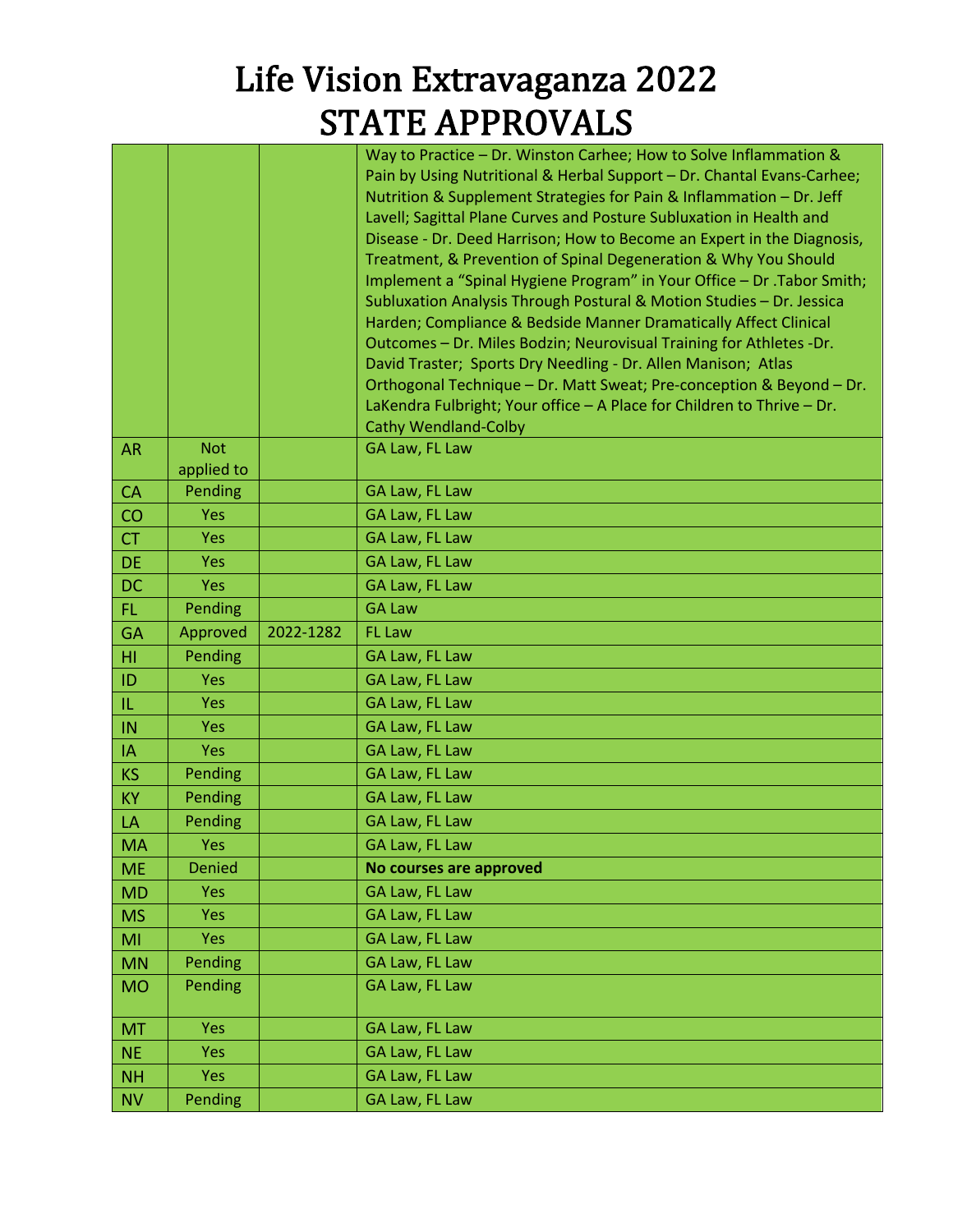# Life Vision Extravaganza 2022
# STATE APPROVALS

| | | | |
|---|---|---|---|
| | | | Way to Practice – Dr. Winston Carhee; How to Solve Inflammation & Pain by Using Nutritional & Herbal Support – Dr. Chantal Evans-Carhee; Nutrition & Supplement Strategies for Pain & Inflammation – Dr. Jeff Lavell; Sagittal Plane Curves and Posture Subluxation in Health and Disease - Dr. Deed Harrison; How to Become an Expert in the Diagnosis, Treatment, & Prevention of Spinal Degeneration & Why You Should Implement a "Spinal Hygiene Program" in Your Office – Dr .Tabor Smith; Subluxation Analysis Through Postural & Motion Studies – Dr. Jessica Harden; Compliance & Bedside Manner Dramatically Affect Clinical Outcomes – Dr. Miles Bodzin; Neurovisual Training for Athletes -Dr. David Traster; Sports Dry Needling - Dr. Allen Manison; Atlas Orthogonal Technique – Dr. Matt Sweat; Pre-conception & Beyond – Dr. LaKendra Fulbright; Your office – A Place for Children to Thrive – Dr. Cathy Wendland-Colby |
| AR | Not applied to | | GA Law, FL Law |
| CA | Pending | | GA Law, FL Law |
| CO | Yes | | GA Law, FL Law |
| CT | Yes | | GA Law, FL Law |
| DE | Yes | | GA Law, FL Law |
| DC | Yes | | GA Law, FL Law |
| FL | Pending | | GA Law |
| GA | Approved | 2022-1282 | FL Law |
| HI | Pending | | GA Law, FL Law |
| ID | Yes | | GA Law, FL Law |
| IL | Yes | | GA Law, FL Law |
| IN | Yes | | GA Law, FL Law |
| IA | Yes | | GA Law, FL Law |
| KS | Pending | | GA Law, FL Law |
| KY | Pending | | GA Law, FL Law |
| LA | Pending | | GA Law, FL Law |
| MA | Yes | | GA Law, FL Law |
| ME | Denied | | **No courses are approved** |
| MD | Yes | | GA Law, FL Law |
| MS | Yes | | GA Law, FL Law |
| MI | Yes | | GA Law, FL Law |
| MN | Pending | | GA Law, FL Law |
| MO | Pending | | GA Law, FL Law |
| MT | Yes | | GA Law, FL Law |
| NE | Yes | | GA Law, FL Law |
| NH | Yes | | GA Law, FL Law |
| NV | Pending | | GA Law, FL Law |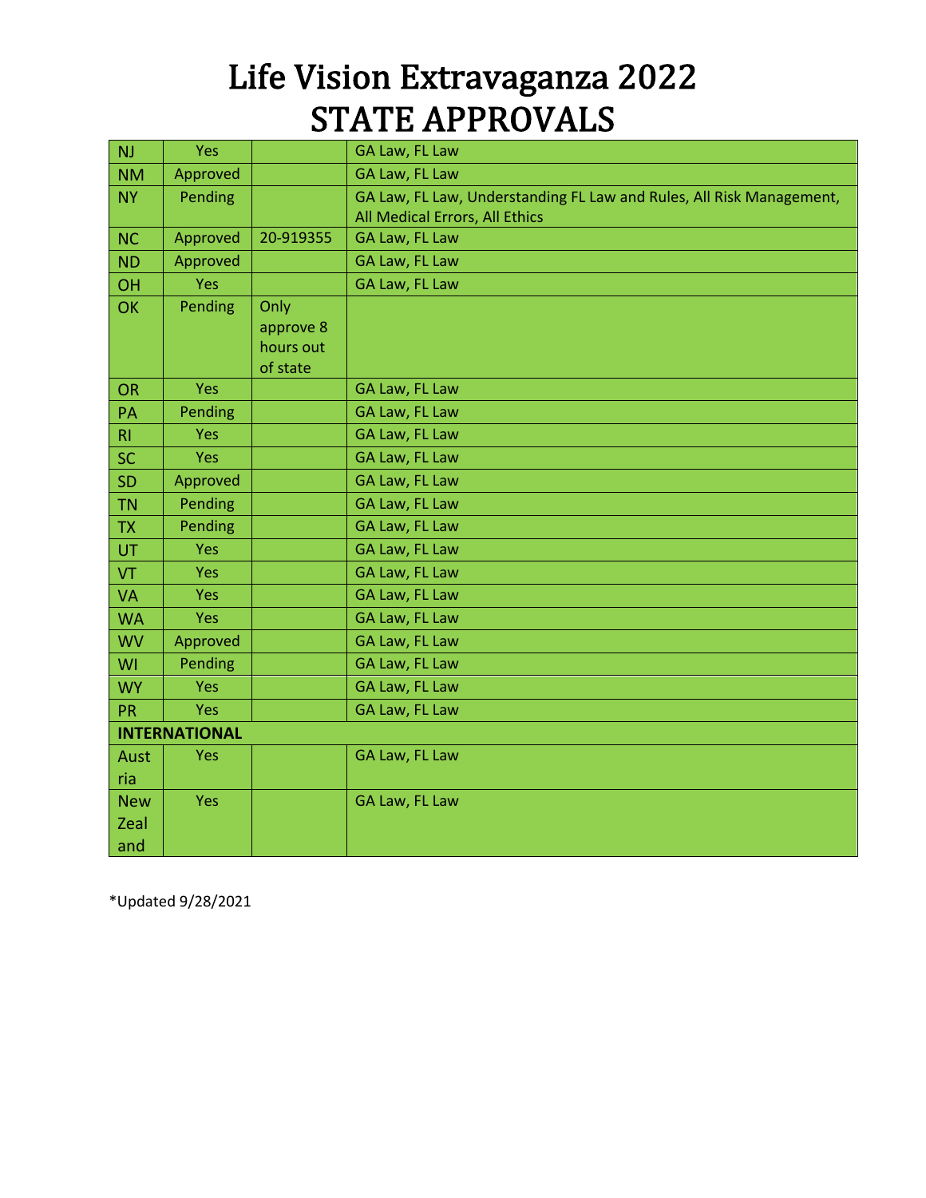# Life Vision Extravaganza 2022
# STATE APPROVALS

| | | | |
|---|---|---|---|
| NJ | Yes | | GA Law, FL Law |
| NM | Approved | | GA Law, FL Law |
| NY | Pending | | GA Law, FL Law, Understanding FL Law and Rules, All Risk Management, All Medical Errors, All Ethics |
| NC | Approved | 20-919355 | GA Law, FL Law |
| ND | Approved | | GA Law, FL Law |
| OH | Yes | | GA Law, FL Law |
| OK | Pending | Only approve 8 hours out of state | |
| OR | Yes | | GA Law, FL Law |
| PA | Pending | | GA Law, FL Law |
| RI | Yes | | GA Law, FL Law |
| SC | Yes | | GA Law, FL Law |
| SD | Approved | | GA Law, FL Law |
| TN | Pending | | GA Law, FL Law |
| TX | Pending | | GA Law, FL Law |
| UT | Yes | | GA Law, FL Law |
| VT | Yes | | GA Law, FL Law |
| VA | Yes | | GA Law, FL Law |
| WA | Yes | | GA Law, FL Law |
| WV | Approved | | GA Law, FL Law |
| WI | Pending | | GA Law, FL Law |
| WY | Yes | | GA Law, FL Law |
| PR | Yes | | GA Law, FL Law |
| **INTERNATIONAL** | | | |
| Austria | Yes | | GA Law, FL Law |
| New Zealand | Yes | | GA Law, FL Law |

*Updated 9/28/2021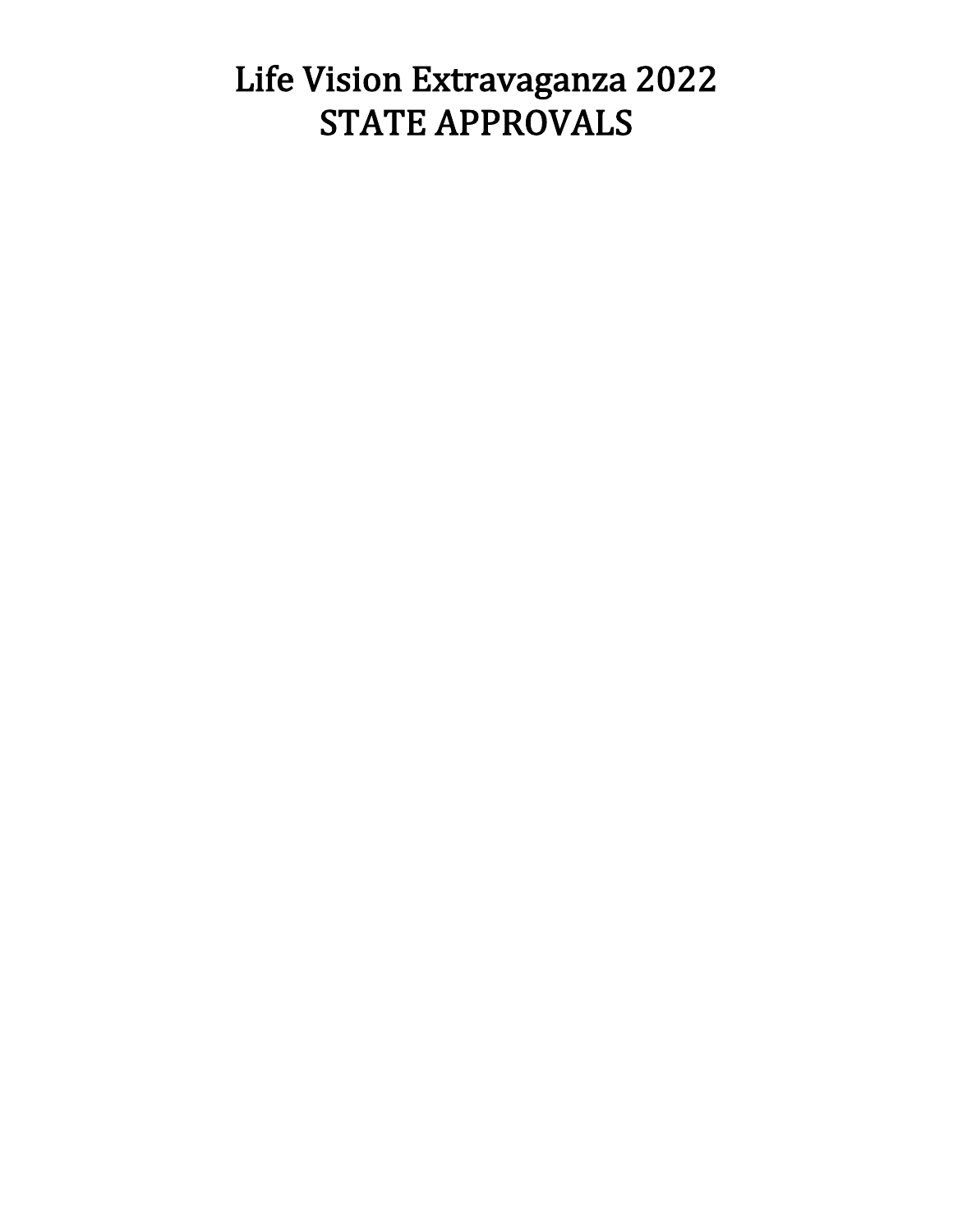# Life Vision Extravaganza 2022
# STATE APPROVALS